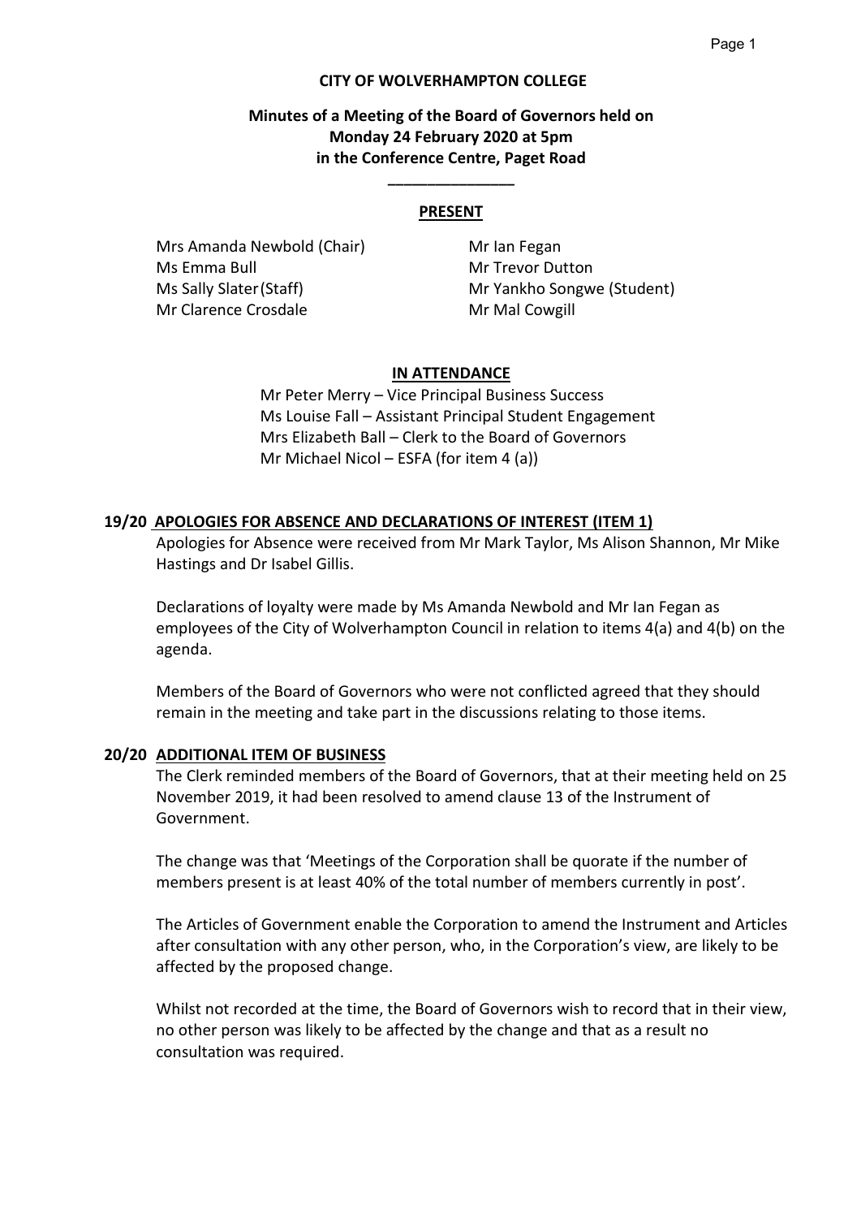**CITY OF WOLVERHAMPTON COLLEGE**

**Minutes of a Meeting of the Board of Governors held on Monday 24 February 2020 at 5pm in the Conference Centre, Paget Road**

---

**PRESENT**

Mrs Amanda Newbold (Chair)
Ms Emma Bull
Ms Sally Slater (Staff)
Mr Clarence Crosdale
Mr Ian Fegan
Mr Trevor Dutton
Mr Yankho Songwe (Student)
Mr Mal Cowgill

**IN ATTENDANCE**

Mr Peter Merry – Vice Principal Business Success
Ms Louise Fall – Assistant Principal Student Engagement
Mrs Elizabeth Ball – Clerk to the Board of Governors
Mr Michael Nicol – ESFA (for item 4 (a))

**19/20 APOLOGIES FOR ABSENCE AND DECLARATIONS OF INTEREST (ITEM 1)**

Apologies for Absence were received from Mr Mark Taylor, Ms Alison Shannon, Mr Mike Hastings and Dr Isabel Gillis.

Declarations of loyalty were made by Ms Amanda Newbold and Mr Ian Fegan as employees of the City of Wolverhampton Council in relation to items 4(a) and 4(b) on the agenda.

Members of the Board of Governors who were not conflicted agreed that they should remain in the meeting and take part in the discussions relating to those items.

**20/20 ADDITIONAL ITEM OF BUSINESS**

The Clerk reminded members of the Board of Governors, that at their meeting held on 25 November 2019, it had been resolved to amend clause 13 of the Instrument of Government.

The change was that 'Meetings of the Corporation shall be quorate if the number of members present is at least 40% of the total number of members currently in post'.

The Articles of Government enable the Corporation to amend the Instrument and Articles after consultation with any other person, who, in the Corporation's view, are likely to be affected by the proposed change.

Whilst not recorded at the time, the Board of Governors wish to record that in their view, no other person was likely to be affected by the change and that as a result no consultation was required.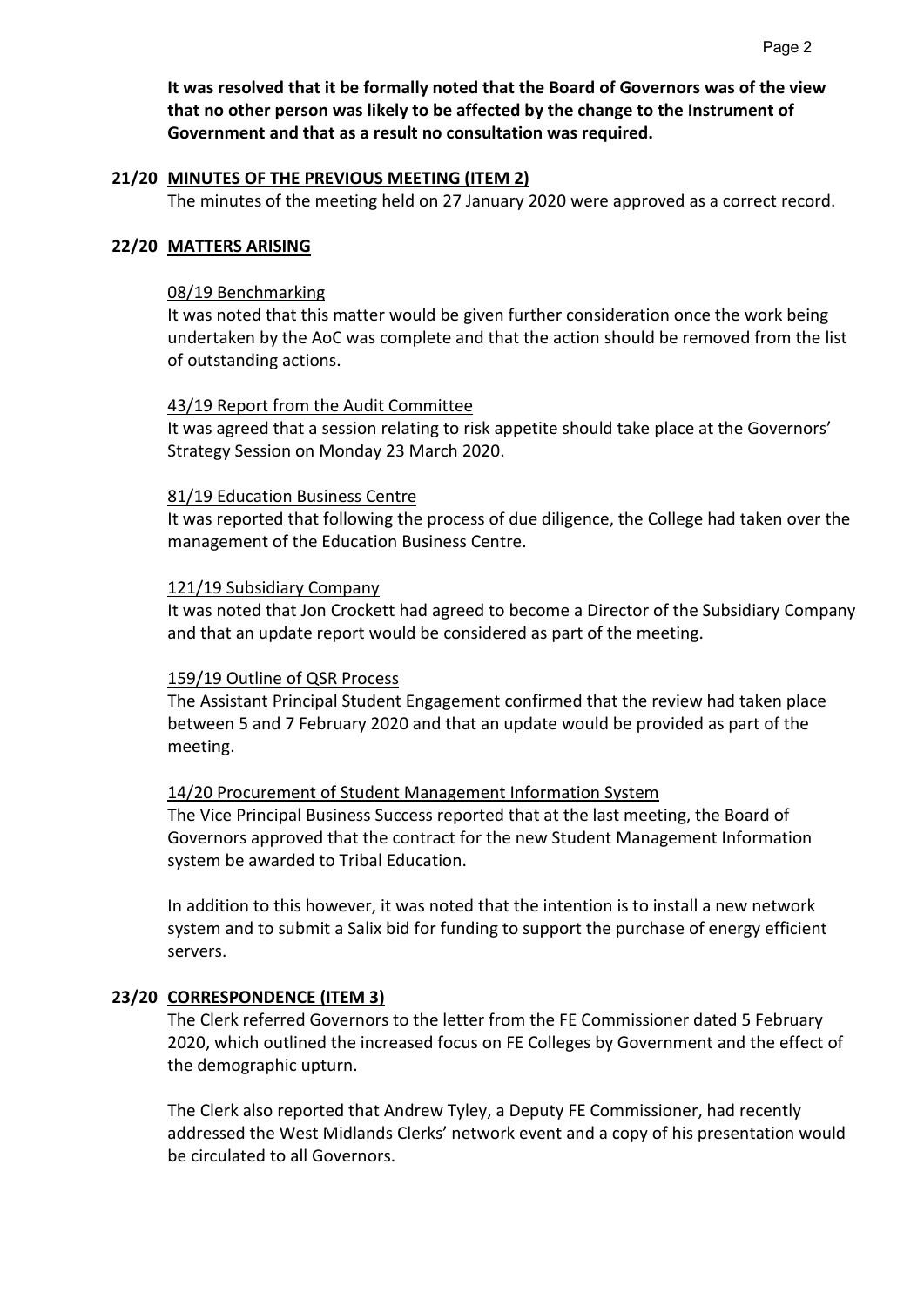**It was resolved that it be formally noted that the Board of Governors was of the view that no other person was likely to be affected by the change to the Instrument of Government and that as a result no consultation was required.**

## 21/20 MINUTES OF THE PREVIOUS MEETING (ITEM 2)

The minutes of the meeting held on 27 January 2020 were approved as a correct record.

## 22/20 MATTERS ARISING

08/19 Benchmarking

It was noted that this matter would be given further consideration once the work being undertaken by the AoC was complete and that the action should be removed from the list of outstanding actions.

43/19 Report from the Audit Committee

It was agreed that a session relating to risk appetite should take place at the Governors' Strategy Session on Monday 23 March 2020.

81/19 Education Business Centre

It was reported that following the process of due diligence, the College had taken over the management of the Education Business Centre.

121/19 Subsidiary Company

It was noted that Jon Crockett had agreed to become a Director of the Subsidiary Company and that an update report would be considered as part of the meeting.

159/19 Outline of QSR Process

The Assistant Principal Student Engagement confirmed that the review had taken place between 5 and 7 February 2020 and that an update would be provided as part of the meeting.

14/20 Procurement of Student Management Information System

The Vice Principal Business Success reported that at the last meeting, the Board of Governors approved that the contract for the new Student Management Information system be awarded to Tribal Education.

In addition to this however, it was noted that the intention is to install a new network system and to submit a Salix bid for funding to support the purchase of energy efficient servers.

## 23/20 CORRESPONDENCE (ITEM 3)

The Clerk referred Governors to the letter from the FE Commissioner dated 5 February 2020, which outlined the increased focus on FE Colleges by Government and the effect of the demographic upturn.

The Clerk also reported that Andrew Tyley, a Deputy FE Commissioner, had recently addressed the West Midlands Clerks' network event and a copy of his presentation would be circulated to all Governors.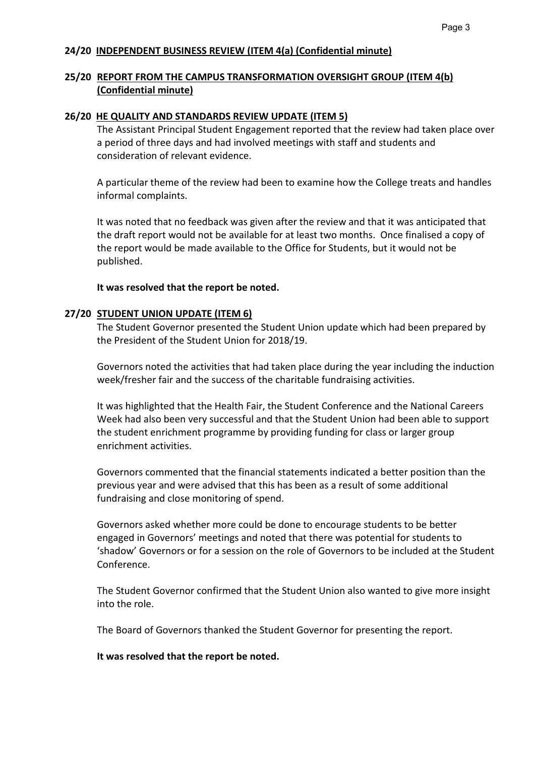**24/20 INDEPENDENT BUSINESS REVIEW (ITEM 4(a) (Confidential minute)**

**25/20 REPORT FROM THE CAMPUS TRANSFORMATION OVERSIGHT GROUP (ITEM 4(b) (Confidential minute)**

**26/20 HE QUALITY AND STANDARDS REVIEW UPDATE (ITEM 5)**

The Assistant Principal Student Engagement reported that the review had taken place over a period of three days and had involved meetings with staff and students and consideration of relevant evidence.

A particular theme of the review had been to examine how the College treats and handles informal complaints.

It was noted that no feedback was given after the review and that it was anticipated that the draft report would not be available for at least two months. Once finalised a copy of the report would be made available to the Office for Students, but it would not be published.

**It was resolved that the report be noted.**

**27/20 STUDENT UNION UPDATE (ITEM 6)**

The Student Governor presented the Student Union update which had been prepared by the President of the Student Union for 2018/19.

Governors noted the activities that had taken place during the year including the induction week/fresher fair and the success of the charitable fundraising activities.

It was highlighted that the Health Fair, the Student Conference and the National Careers Week had also been very successful and that the Student Union had been able to support the student enrichment programme by providing funding for class or larger group enrichment activities.

Governors commented that the financial statements indicated a better position than the previous year and were advised that this has been as a result of some additional fundraising and close monitoring of spend.

Governors asked whether more could be done to encourage students to be better engaged in Governors' meetings and noted that there was potential for students to 'shadow' Governors or for a session on the role of Governors to be included at the Student Conference.

The Student Governor confirmed that the Student Union also wanted to give more insight into the role.

The Board of Governors thanked the Student Governor for presenting the report.

**It was resolved that the report be noted.**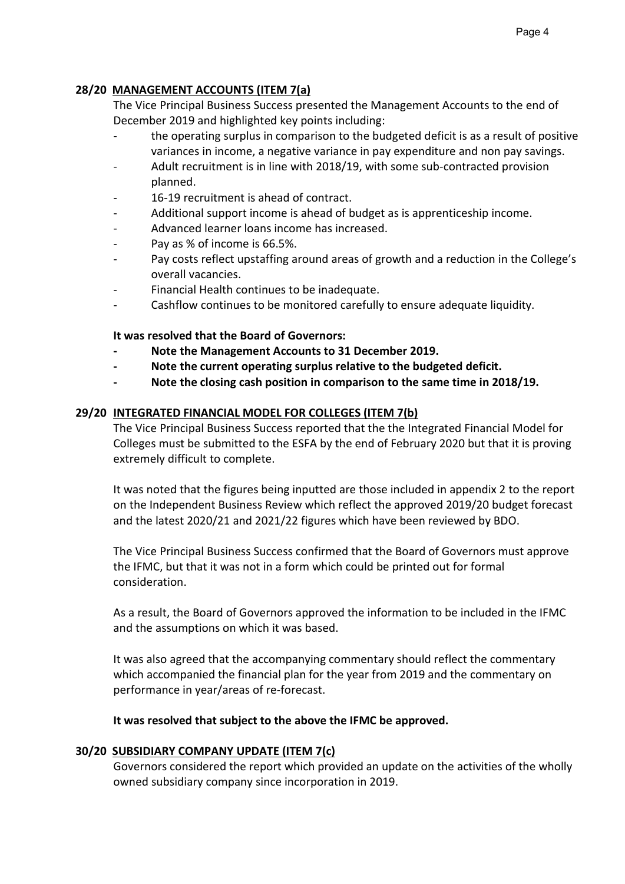## 28/20 MANAGEMENT ACCOUNTS (ITEM 7(a)

The Vice Principal Business Success presented the Management Accounts to the end of December 2019 and highlighted key points including:

- the operating surplus in comparison to the budgeted deficit is as a result of positive variances in income, a negative variance in pay expenditure and non pay savings.
- Adult recruitment is in line with 2018/19, with some sub-contracted provision planned.
- 16-19 recruitment is ahead of contract.
- Additional support income is ahead of budget as is apprenticeship income.
- Advanced learner loans income has increased.
- Pay as % of income is 66.5%.
- Pay costs reflect upstaffing around areas of growth and a reduction in the College's overall vacancies.
- Financial Health continues to be inadequate.
- Cashflow continues to be monitored carefully to ensure adequate liquidity.

**It was resolved that the Board of Governors:**

- **Note the Management Accounts to 31 December 2019.**
- **Note the current operating surplus relative to the budgeted deficit.**
- **Note the closing cash position in comparison to the same time in 2018/19.**

## 29/20 INTEGRATED FINANCIAL MODEL FOR COLLEGES (ITEM 7(b)

The Vice Principal Business Success reported that the the Integrated Financial Model for Colleges must be submitted to the ESFA by the end of February 2020 but that it is proving extremely difficult to complete.

It was noted that the figures being inputted are those included in appendix 2 to the report on the Independent Business Review which reflect the approved 2019/20 budget forecast and the latest 2020/21 and 2021/22 figures which have been reviewed by BDO.

The Vice Principal Business Success confirmed that the Board of Governors must approve the IFMC, but that it was not in a form which could be printed out for formal consideration.

As a result, the Board of Governors approved the information to be included in the IFMC and the assumptions on which it was based.

It was also agreed that the accompanying commentary should reflect the commentary which accompanied the financial plan for the year from 2019 and the commentary on performance in year/areas of re-forecast.

**It was resolved that subject to the above the IFMC be approved.**

## 30/20 SUBSIDIARY COMPANY UPDATE (ITEM 7(c)

Governors considered the report which provided an update on the activities of the wholly owned subsidiary company since incorporation in 2019.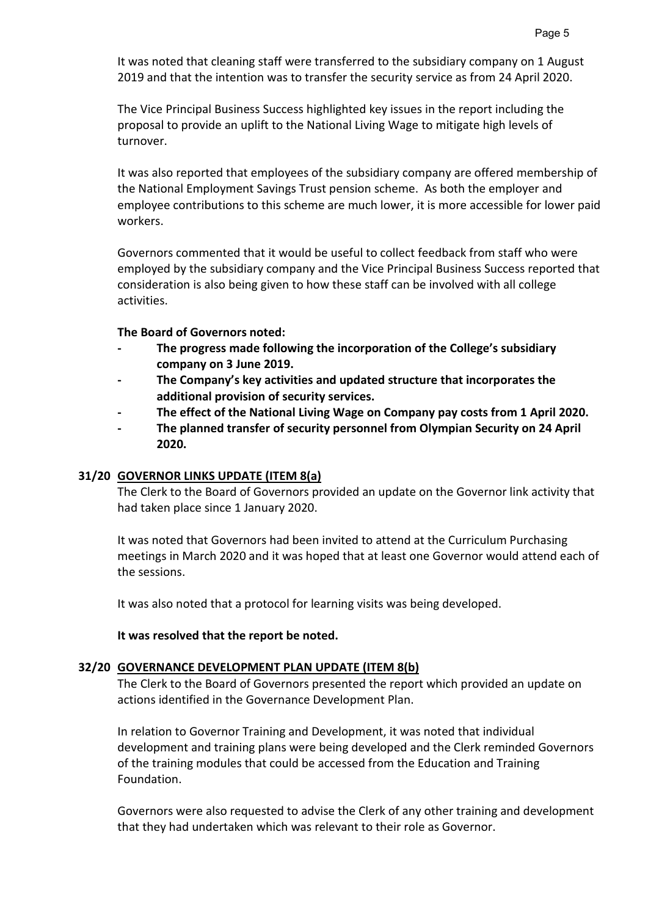It was noted that cleaning staff were transferred to the subsidiary company on 1 August 2019 and that the intention was to transfer the security service as from 24 April 2020.

The Vice Principal Business Success highlighted key issues in the report including the proposal to provide an uplift to the National Living Wage to mitigate high levels of turnover.

It was also reported that employees of the subsidiary company are offered membership of the National Employment Savings Trust pension scheme. As both the employer and employee contributions to this scheme are much lower, it is more accessible for lower paid workers.

Governors commented that it would be useful to collect feedback from staff who were employed by the subsidiary company and the Vice Principal Business Success reported that consideration is also being given to how these staff can be involved with all college activities.

**The Board of Governors noted:**

- **The progress made following the incorporation of the College's subsidiary company on 3 June 2019.**
- **The Company's key activities and updated structure that incorporates the additional provision of security services.**
- **The effect of the National Living Wage on Company pay costs from 1 April 2020.**
- **The planned transfer of security personnel from Olympian Security on 24 April 2020.**

## 31/20 GOVERNOR LINKS UPDATE (ITEM 8(a)

The Clerk to the Board of Governors provided an update on the Governor link activity that had taken place since 1 January 2020.

It was noted that Governors had been invited to attend at the Curriculum Purchasing meetings in March 2020 and it was hoped that at least one Governor would attend each of the sessions.

It was also noted that a protocol for learning visits was being developed.

**It was resolved that the report be noted.**

## 32/20 GOVERNANCE DEVELOPMENT PLAN UPDATE (ITEM 8(b)

The Clerk to the Board of Governors presented the report which provided an update on actions identified in the Governance Development Plan.

In relation to Governor Training and Development, it was noted that individual development and training plans were being developed and the Clerk reminded Governors of the training modules that could be accessed from the Education and Training Foundation.

Governors were also requested to advise the Clerk of any other training and development that they had undertaken which was relevant to their role as Governor.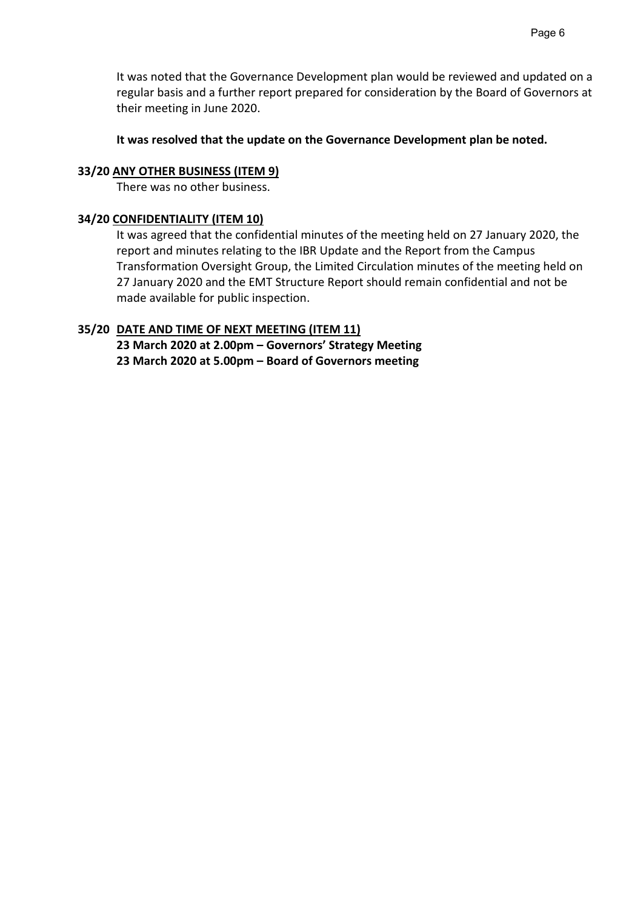It was noted that the Governance Development plan would be reviewed and updated on a regular basis and a further report prepared for consideration by the Board of Governors at their meeting in June 2020.

**It was resolved that the update on the Governance Development plan be noted.**

**33/20 ANY OTHER BUSINESS (ITEM 9)**

There was no other business.

**34/20 CONFIDENTIALITY (ITEM 10)**

It was agreed that the confidential minutes of the meeting held on 27 January 2020, the report and minutes relating to the IBR Update and the Report from the Campus Transformation Oversight Group, the Limited Circulation minutes of the meeting held on 27 January 2020 and the EMT Structure Report should remain confidential and not be made available for public inspection.

**35/20 DATE AND TIME OF NEXT MEETING (ITEM 11)**

**23 March 2020 at 2.00pm – Governors' Strategy Meeting**
**23 March 2020 at 5.00pm – Board of Governors meeting**